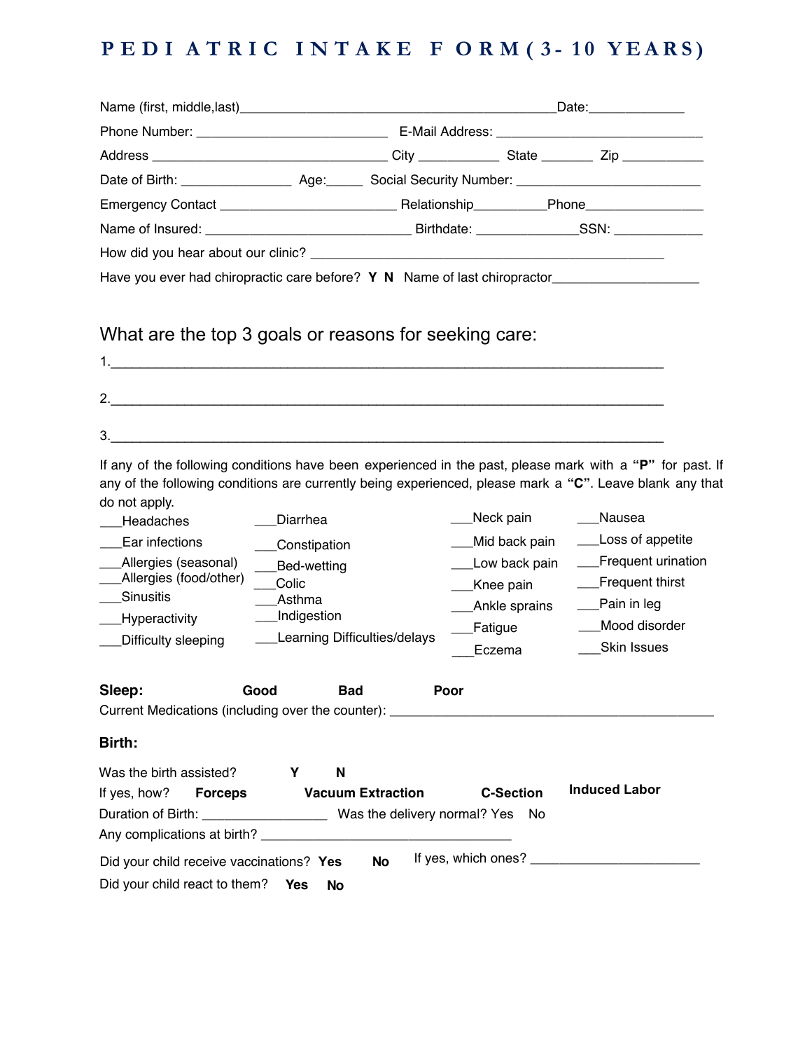# PEDIATRIC INTAKE FORM (3-10 YEARS)

Name (first, middle,last)_________________________________________________Date:_____________

Phone Number: ___________________________ E-Mail Address: ______________________________

Address _________________________________ City ___________ State _______ Zip ___________

Date of Birth: _______________ Age:_____ Social Security Number: __________________________

Emergency Contact ________________________ Relationship__________Phone________________

Name of Insured: _____________________________ Birthdate: ______________SSN: ____________

How did you hear about our clinic? ___________________________________________________

Have you ever had chiropractic care before? **Y N** Name of last chiropractor____________________

## What are the top 3 goals or reasons for seeking care:

1.___________________________________________________________________________

2.___________________________________________________________________________

3.___________________________________________________________________________

If any of the following conditions have been experienced in the past, please mark with a **"P"** for past. If any of the following conditions are currently being experienced, please mark a **"C"**. Leave blank any that do not apply.

| | | | |
|---|---|---|---|
| ___Headaches | ___Diarrhea | ___Neck pain | ___Nausea |
| ___Ear infections | ___Constipation | ___Mid back pain | ___Loss of appetite |
| ___Allergies (seasonal) | ___Bed-wetting | ___Low back pain | ___Frequent urination |
| ___Allergies (food/other) | ___Colic | ___Knee pain | ___Frequent thirst |
| ___Sinusitis | ___Asthma | ___Ankle sprains | ___Pain in leg |
| ___Hyperactivity | ___Indigestion | ___Fatigue | ___Mood disorder |
| ___Difficulty sleeping | ___Learning Difficulties/delays | ___Eczema | ___Skin Issues |

**Sleep:** **Good** **Bad** **Poor**

Current Medications (including over the counter): _____________________________________________

**Birth:**

Was the birth assisted? **Y N**

If yes, how? **Forceps** **Vacuum Extraction** **C-Section** **Induced Labor**

Duration of Birth: _________________ Was the delivery normal? Yes No

Any complications at birth? ___________________________________

Did your child receive vaccinations? **Yes** **No** If yes, which ones? _______________________

Did your child react to them? **Yes** **No**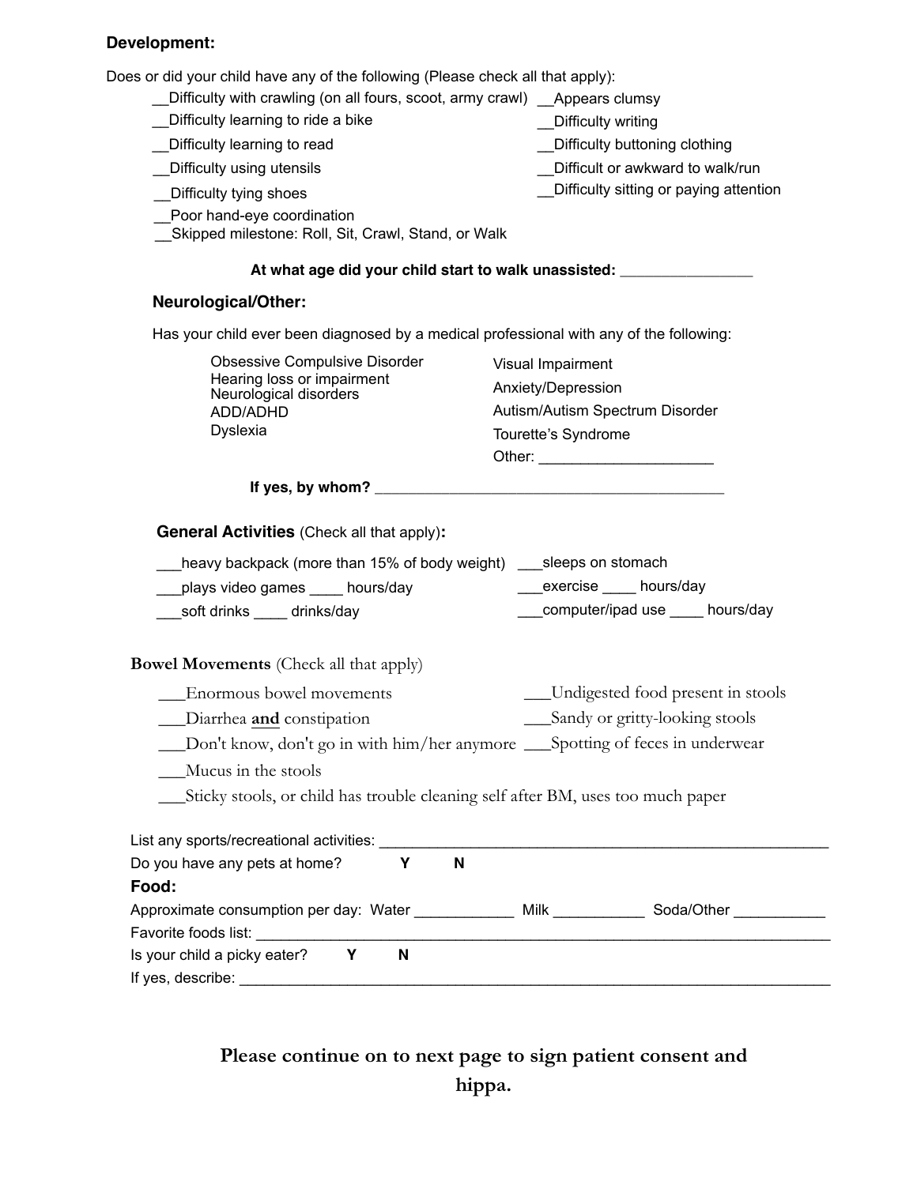### Development:

Does or did your child have any of the following (Please check all that apply):

- __Difficulty with crawling (on all fours, scoot, army crawl)
- __Difficulty learning to ride a bike
- __Difficulty learning to read
- __Difficulty using utensils
- __Difficulty tying shoes
- __Poor hand-eye coordination
- __Skipped milestone: Roll, Sit, Crawl, Stand, or Walk
- __Appears clumsy
- __Difficulty writing
- __Difficulty buttoning clothing
- __Difficult or awkward to walk/run
- __Difficulty sitting or paying attention

**At what age did your child start to walk unassisted: ________________**

### Neurological/Other:

Has your child ever been diagnosed by a medical professional with any of the following:

- Obsessive Compulsive Disorder
- Hearing loss or impairment
- Neurological disorders
- ADD/ADHD
- Dyslexia
- Visual Impairment
- Anxiety/Depression
- Autism/Autism Spectrum Disorder
- Tourette's Syndrome
- Other: _____________________

**If yes, by whom? ___________________________________________**

### General Activities (Check all that apply):

- ___heavy backpack (more than 15% of body weight)
- ___plays video games ____ hours/day
- ___soft drinks ____ drinks/day
- ___sleeps on stomach
- ___exercise ____ hours/day
- ___computer/ipad use ____ hours/day

### Bowel Movements (Check all that apply)

- ___Enormous bowel movements
- ___Diarrhea **and** constipation
- ___Don't know, don't go in with him/her anymore
- ___Mucus in the stools
- ___Sticky stools, or child has trouble cleaning self after BM, uses too much paper
- ___Undigested food present in stools
- ___Sandy or gritty-looking stools
- ___Spotting of feces in underwear

List any sports/recreational activities: ________________________________________________________

Do you have any pets at home? **Y** **N**

### Food:

Approximate consumption per day: Water ____________ Milk ___________ Soda/Other ___________

Favorite foods list: ______________________________________________________________________

Is your child a picky eater? **Y** **N**

If yes, describe: ________________________________________________________________________

**Please continue on to next page to sign patient consent and hippa.**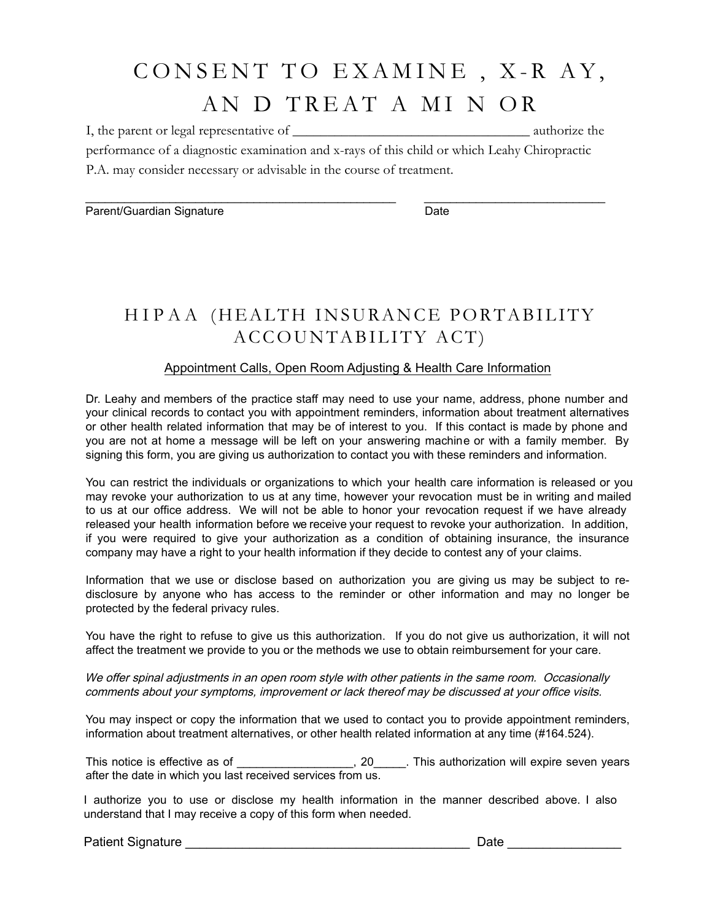# CONSENT TO EXAMINE, X-RAY, AND TREAT A MINOR

I, the parent or legal representative of ________________________________ authorize the performance of a diagnostic examination and x-rays of this child or which Leahy Chiropractic P.A. may consider necessary or advisable in the course of treatment.

______________________________________________ ___________________________

Parent/Guardian Signature Date

# HIPAA (HEALTH INSURANCE PORTABILITY ACCOUNTABILITY ACT)

## Appointment Calls, Open Room Adjusting & Health Care Information

Dr. Leahy and members of the practice staff may need to use your name, address, phone number and your clinical records to contact you with appointment reminders, information about treatment alternatives or other health related information that may be of interest to you. If this contact is made by phone and you are not at home a message will be left on your answering machine or with a family member. By signing this form, you are giving us authorization to contact you with these reminders and information.

You can restrict the individuals or organizations to which your health care information is released or you may revoke your authorization to us at any time, however your revocation must be in writing and mailed to us at our office address. We will not be able to honor your revocation request if we have already released your health information before we receive your request to revoke your authorization. In addition, if you were required to give your authorization as a condition of obtaining insurance, the insurance company may have a right to your health information if they decide to contest any of your claims.

Information that we use or disclose based on authorization you are giving us may be subject to re-disclosure by anyone who has access to the reminder or other information and may no longer be protected by the federal privacy rules.

You have the right to refuse to give us this authorization. If you do not give us authorization, it will not affect the treatment we provide to you or the methods we use to obtain reimbursement for your care.

*We offer spinal adjustments in an open room style with other patients in the same room. Occasionally comments about your symptoms, improvement or lack thereof may be discussed at your office visits.*

You may inspect or copy the information that we used to contact you to provide appointment reminders, information about treatment alternatives, or other health related information at any time (#164.524).

This notice is effective as of _________________, 20_____. This authorization will expire seven years after the date in which you last received services from us.

I authorize you to use or disclose my health information in the manner described above. I also understand that I may receive a copy of this form when needed.

Patient Signature ________________________________________ Date ________________